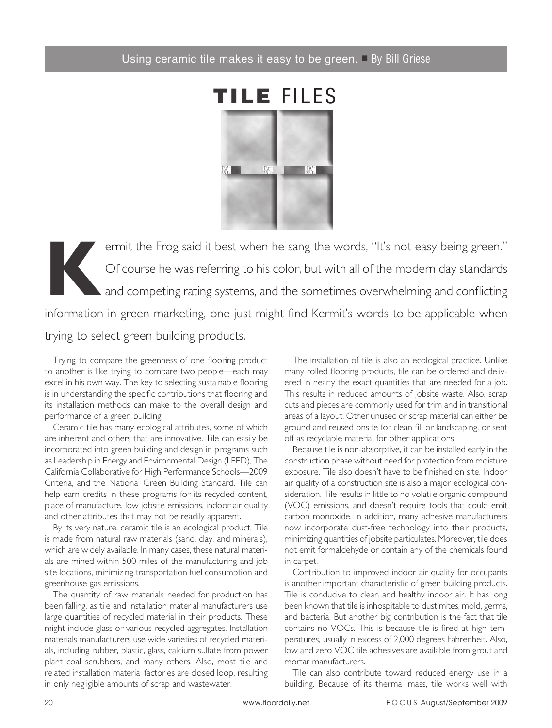Using ceramic tile makes it easy to be green. ■ By Bill Griese

# TILE FILES

Kermit the Frog said it best when he sang the words, "It's not easy being green." Of course he was referring to his color, but with all of the modern day standards and competing rating systems, and the sometimes overwhelming and conflicting information in green marketing, one just might find Kermit's words to be applicable when trying to select green building products.

Trying to compare the greenness of one flooring product to another is like trying to compare two people—each may excel in his own way. The key to selecting sustainable flooring is in understanding the specific contributions that flooring and its installation methods can make to the overall design and performance of a green building.

Ceramic tile has many ecological attributes, some of which are inherent and others that are innovative. Tile can easily be incorporated into green building and design in programs such as Leadership in Energy and Environmental Design (LEED), The California Collaborative for High Performance Schools—2009 Criteria, and the National Green Building Standard. Tile can help earn credits in these programs for its recycled content, place of manufacture, low jobsite emissions, indoor air quality and other attributes that may not be readily apparent.

By its very nature, ceramic tile is an ecological product. Tile is made from natural raw materials (sand, clay, and minerals), which are widely available. In many cases, these natural materials are mined within 500 miles of the manufacturing and job site locations, minimizing transportation fuel consumption and greenhouse gas emissions.

The quantity of raw materials needed for production has been falling, as tile and installation material manufacturers use large quantities of recycled material in their products. These might include glass or various recycled aggregates. Installation materials manufacturers use wide varieties of recycled materials, including rubber, plastic, glass, calcium sulfate from power plant coal scrubbers, and many others. Also, most tile and related installation material factories are closed loop, resulting in only negligible amounts of scrap and wastewater.

The installation of tile is also an ecological practice. Unlike many rolled flooring products, tile can be ordered and delivered in nearly the exact quantities that are needed for a job. This results in reduced amounts of jobsite waste. Also, scrap cuts and pieces are commonly used for trim and in transitional areas of a layout. Other unused or scrap material can either be ground and reused onsite for clean fill or landscaping, or sent off as recyclable material for other applications.

Because tile is non-absorptive, it can be installed early in the construction phase without need for protection from moisture exposure. Tile also doesn't have to be finished on site. Indoor air quality of a construction site is also a major ecological consideration. Tile results in little to no volatile organic compound (VOC) emissions, and doesn't require tools that could emit carbon monoxide. In addition, many adhesive manufacturers now incorporate dust-free technology into their products, minimizing quantities of jobsite particulates. Moreover, tile does not emit formaldehyde or contain any of the chemicals found in carpet.

Contribution to improved indoor air quality for occupants is another important characteristic of green building products. Tile is conducive to clean and healthy indoor air. It has long been known that tile is inhospitable to dust mites, mold, germs, and bacteria. But another big contribution is the fact that tile contains no VOCs. This is because tile is fired at high temperatures, usually in excess of 2,000 degrees Fahrenheit. Also, low and zero VOC tile adhesives are available from grout and mortar manufacturers.

Tile can also contribute toward reduced energy use in a building. Because of its thermal mass, tile works well with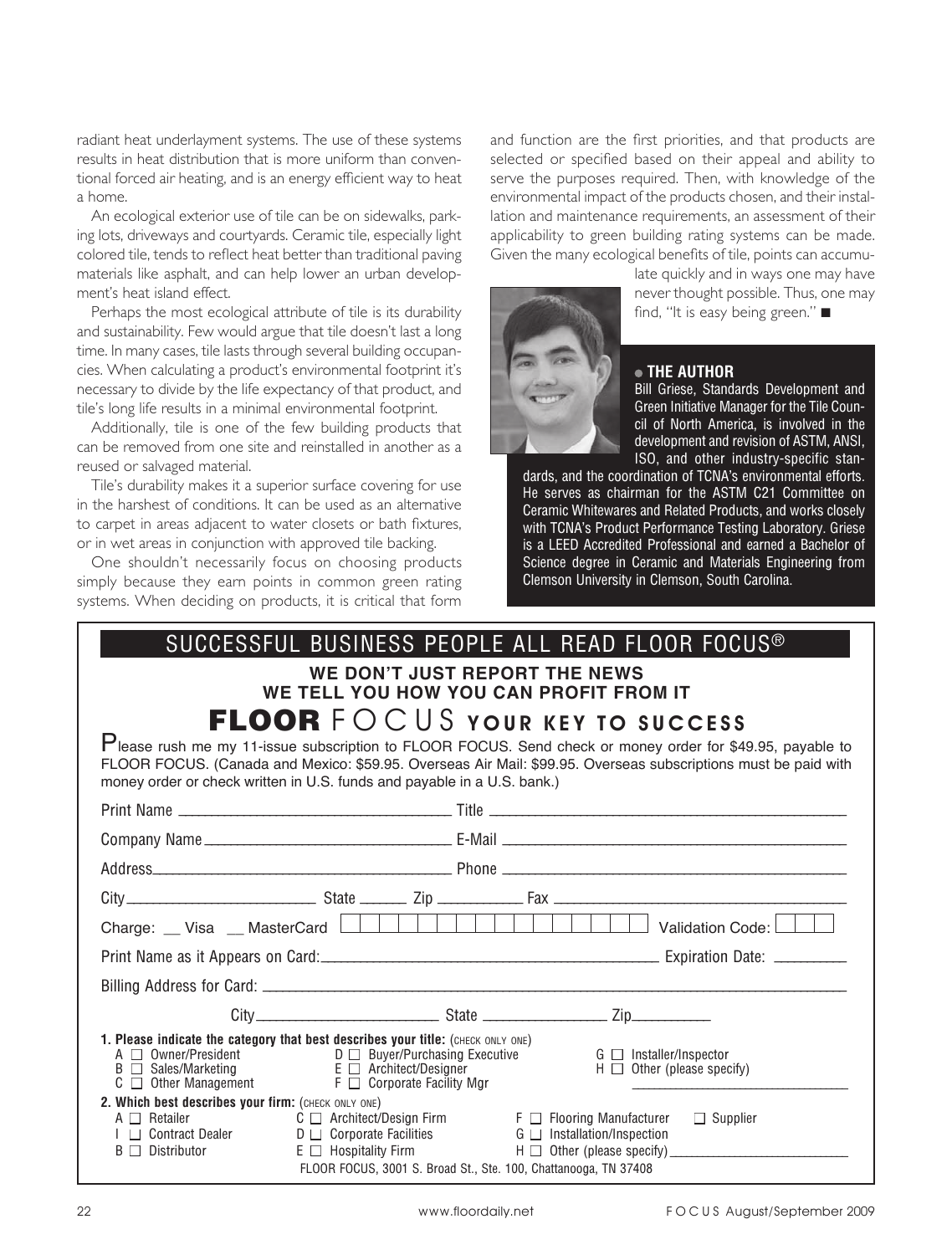radiant heat underlayment systems. The use of these systems results in heat distribution that is more uniform than conventional forced air heating, and is an energy efficient way to heat a home.

An ecological exterior use of tile can be on sidewalks, parking lots, driveways and courtyards. Ceramic tile, especially light colored tile, tends to reflect heat better than traditional paving materials like asphalt, and can help lower an urban development's heat island effect.

Perhaps the most ecological attribute of tile is its durability and sustainability. Few would argue that tile doesn't last a long time. In many cases, tile lasts through several building occupancies. When calculating a product's environmental footprint it's necessary to divide by the life expectancy of that product, and tile's long life results in a minimal environmental footprint.

Additionally, tile is one of the few building products that can be removed from one site and reinstalled in another as a reused or salvaged material.

Tile's durability makes it a superior surface covering for use in the harshest of conditions. It can be used as an alternative to carpet in areas adjacent to water closets or bath fixtures, or in wet areas in conjunction with approved tile backing.

One shouldn't necessarily focus on choosing products simply because they earn points in common green rating systems. When deciding on products, it is critical that form and function are the first priorities, and that products are selected or specified based on their appeal and ability to serve the purposes required. Then, with knowledge of the environmental impact of the products chosen, and their installation and maintenance requirements, an assessment of their applicability to green building rating systems can be made. Given the many ecological benefits of tile, points can accumulate quickly and in ways one may have never thought possible. Thus, one may find, "It is easy being green." ■

**THE AUTHOR**

Bill Griese, Standards Development and Green Initiative Manager for the Tile Council of North America, is involved in the development and revision of ASTM, ANSI, ISO, and other industry-specific standards, and the coordination of TCNA's environmental efforts. He serves as chairman for the ASTM C21 Committee on Ceramic Whitewares and Related Products, and works closely with TCNA's Product Performance Testing Laboratory. Griese is a LEED Accredited Professional and earned a Bachelor of Science degree in Ceramic and Materials Engineering from Clemson University in Clemson, South Carolina.

## SUCCESSFUL BUSINESS PEOPLE ALL READ FLOOR FOCUS®

**WE DON'T JUST REPORT THE NEWS**
**WE TELL YOU HOW YOU CAN PROFIT FROM IT**

### FLOOR FOCUS YOUR KEY TO SUCCESS

Please rush me my 11-issue subscription to FLOOR FOCUS. Send check or money order for $49.95, payable to FLOOR FOCUS. (Canada and Mexico: $59.95. Overseas Air Mail: $99.95. Overseas subscriptions must be paid with money order or check written in U.S. funds and payable in a U.S. bank.)

Print Name ______________________ Title ______________________

Company Name ______________________ E-Mail ______________________

Address ______________________ Phone ______________________

City ______________ State ______ Zip ________ Fax ______________________

Charge: __ Visa __ MasterCard ☐☐☐☐☐☐☐☐☐☐☐☐☐☐☐☐ Validation Code: ☐☐☐

Print Name as it Appears on Card: ______________________ Expiration Date: ________

Billing Address for Card: ______________________

City ______________ State ______________ Zip ________

**1. Please indicate the category that best describes your title:** (CHECK ONLY ONE)

- A ☐ Owner/President
- B ☐ Sales/Marketing
- C ☐ Other Management
- D ☐ Buyer/Purchasing Executive
- E ☐ Architect/Designer
- F ☐ Corporate Facility Mgr
- G ☐ Installer/Inspector
- H ☐ Other (please specify) ______________

**2. Which best describes your firm:** (CHECK ONLY ONE)

- A ☐ Retailer
- I ☐ Contract Dealer
- B ☐ Distributor
- C ☐ Architect/Design Firm
- D ☐ Corporate Facilities
- E ☐ Hospitality Firm
- F ☐ Flooring Manufacturer
- G ☐ Installation/Inspection
- H ☐ Other (please specify) ______________
- ☐ Supplier

FLOOR FOCUS, 3001 S. Broad St., Ste. 100, Chattanooga, TN 37408